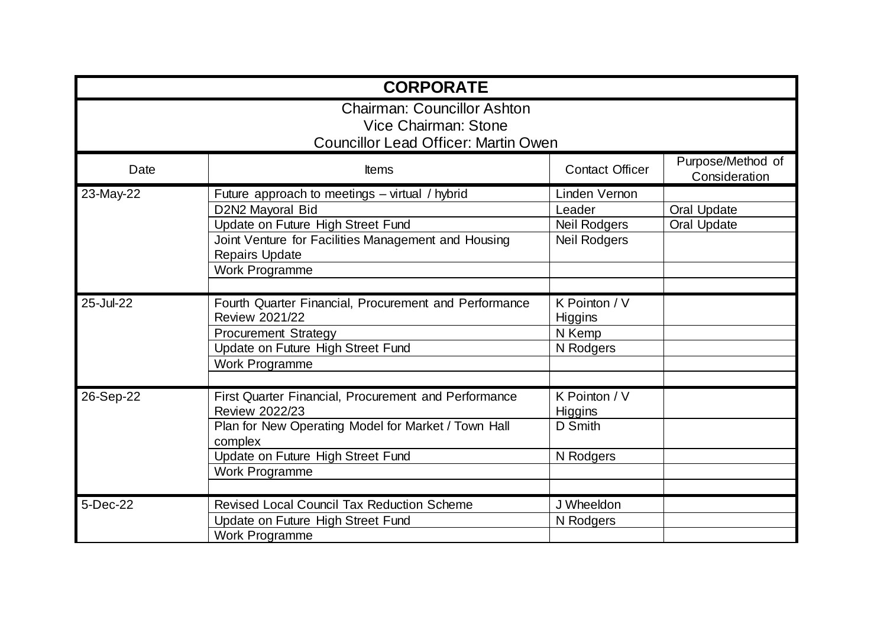# CORPORATE

Chairman: Councillor Ashton
Vice Chairman: Stone
Councillor Lead Officer: Martin Owen

| Date | Items | Contact Officer | Purpose/Method of Consideration |
|---|---|---|---|
| 23-May-22 | Future approach to meetings – virtual / hybrid | Linden Vernon | |
| | D2N2 Mayoral Bid | Leader | Oral Update |
| | Update on Future High Street Fund | Neil Rodgers | Oral Update |
| | Joint Venture for Facilities Management and Housing Repairs Update | Neil Rodgers | |
| | Work Programme | | |
| | | | |
| 25-Jul-22 | Fourth Quarter Financial, Procurement and Performance Review 2021/22 | K Pointon / V Higgins | |
| | Procurement Strategy | N Kemp | |
| | Update on Future High Street Fund | N Rodgers | |
| | Work Programme | | |
| | | | |
| 26-Sep-22 | First Quarter Financial, Procurement and Performance Review 2022/23 | K Pointon / V Higgins | |
| | Plan for New Operating Model for Market / Town Hall complex | D Smith | |
| | Update on Future High Street Fund | N Rodgers | |
| | Work Programme | | |
| | | | |
| 5-Dec-22 | Revised Local Council Tax Reduction Scheme | J Wheeldon | |
| | Update on Future High Street Fund | N Rodgers | |
| | Work Programme | | |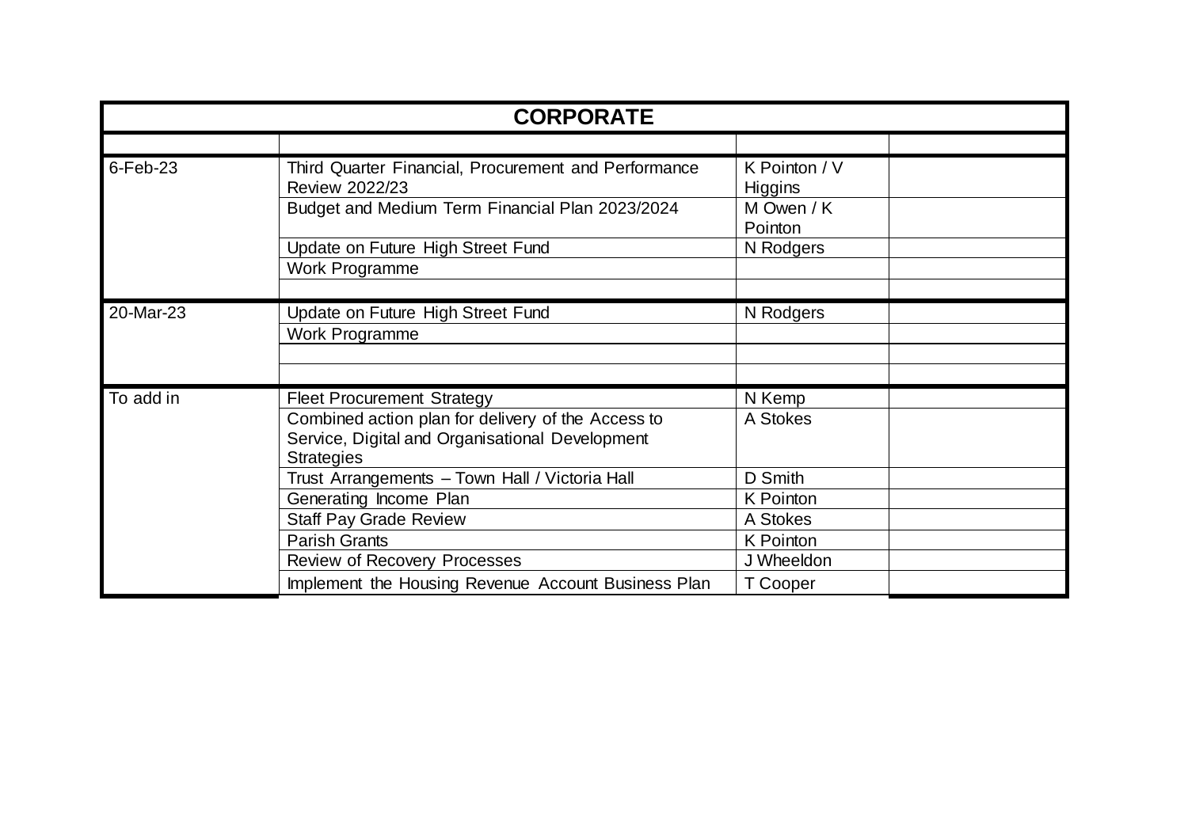| CORPORATE | | | |
|---|---|---|---|
| | | | |
| 6-Feb-23 | Third Quarter Financial, Procurement and Performance Review 2022/23 | K Pointon / V Higgins | |
| | Budget and Medium Term Financial Plan 2023/2024 | M Owen / K Pointon | |
| | Update on Future High Street Fund | N Rodgers | |
| | Work Programme | | |
| | | | |
| 20-Mar-23 | Update on Future High Street Fund | N Rodgers | |
| | Work Programme | | |
| | | | |
| | | | |
| To add in | Fleet Procurement Strategy | N Kemp | |
| | Combined action plan for delivery of the Access to Service, Digital and Organisational Development Strategies | A Stokes | |
| | Trust Arrangements – Town Hall / Victoria Hall | D Smith | |
| | Generating Income Plan | K Pointon | |
| | Staff Pay Grade Review | A Stokes | |
| | Parish Grants | K Pointon | |
| | Review of Recovery Processes | J Wheeldon | |
| | Implement the Housing Revenue Account Business Plan | T Cooper | |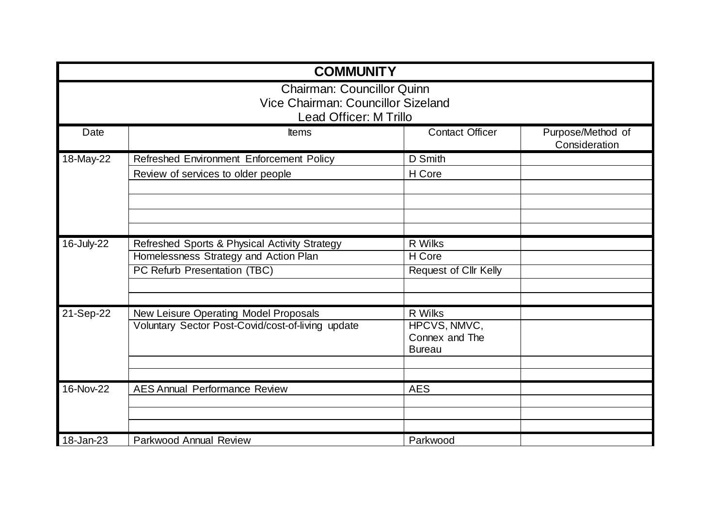# COMMUNITY

Chairman: Councillor Quinn
Vice Chairman: Councillor Sizeland
Lead Officer: M Trillo

| Date | Items | Contact Officer | Purpose/Method of Consideration |
|---|---|---|---|
| 18-May-22 | Refreshed Environment Enforcement Policy | D Smith | |
| | Review of services to older people | H Core | |
| | | | |
| | | | |
| | | | |
| | | | |
| 16-July-22 | Refreshed Sports & Physical Activity Strategy | R Wilks | |
| | Homelessness Strategy and Action Plan | H Core | |
| | PC Refurb Presentation (TBC) | Request of Cllr Kelly | |
| | | | |
| | | | |
| 21-Sep-22 | New Leisure Operating Model Proposals | R Wilks | |
| | Voluntary Sector Post-Covid/cost-of-living update | HPCVS, NMVC, Connex and The Bureau | |
| | | | |
| | | | |
| 16-Nov-22 | AES Annual Performance Review | AES | |
| | | | |
| | | | |
| | | | |
| 18-Jan-23 | Parkwood Annual Review | Parkwood | |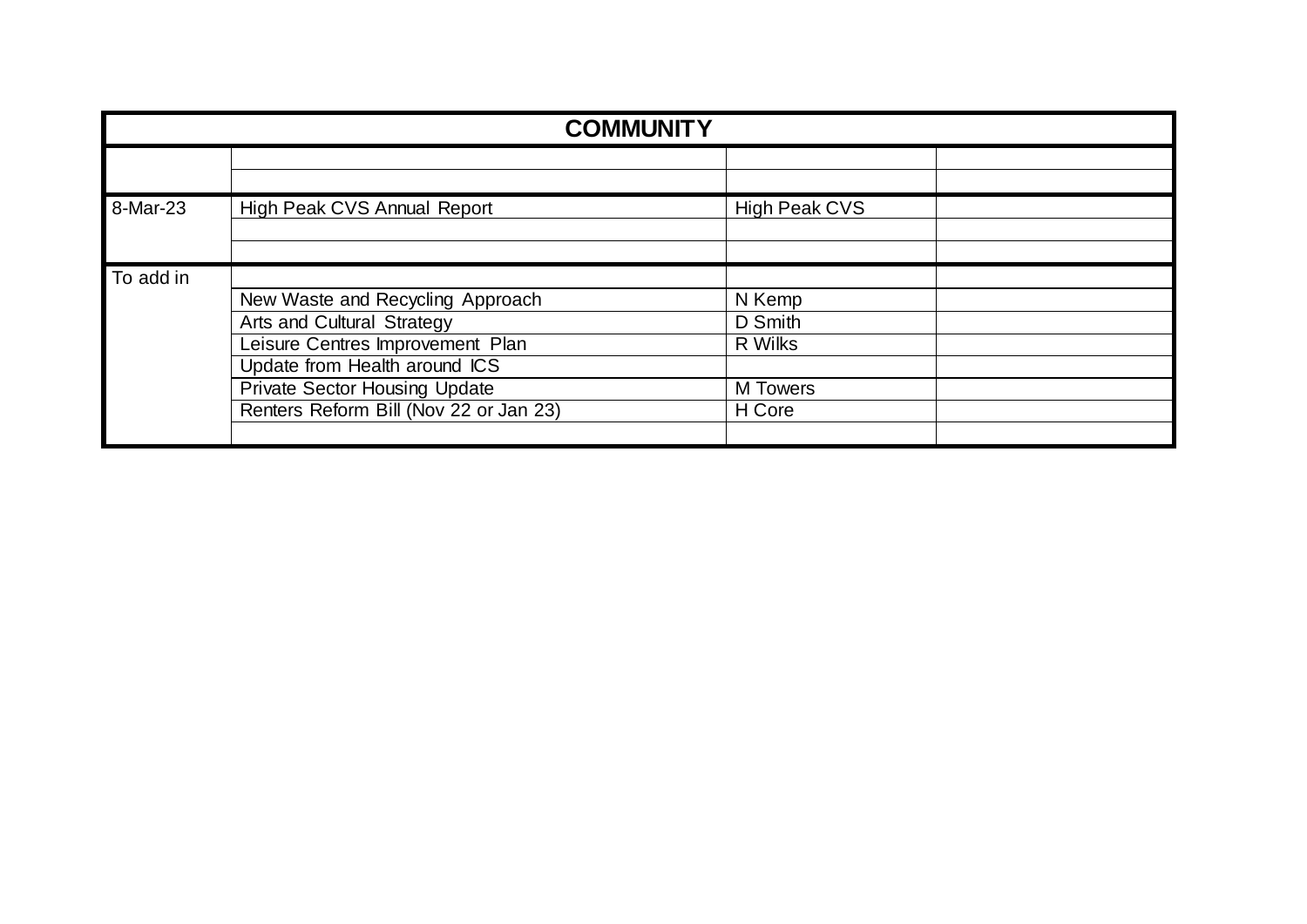| COMMUNITY | | | |
|---|---|---|---|
| | | | |
| | | | |
| 8-Mar-23 | High Peak CVS Annual Report | High Peak CVS | |
| | | | |
| | | | |
| To add in | | | |
| | New Waste and Recycling Approach | N Kemp | |
| | Arts and Cultural Strategy | D Smith | |
| | Leisure Centres Improvement Plan | R Wilks | |
| | Update from Health around ICS | | |
| | Private Sector Housing Update | M Towers | |
| | Renters Reform Bill (Nov 22 or Jan 23) | H Core | |
| | | | |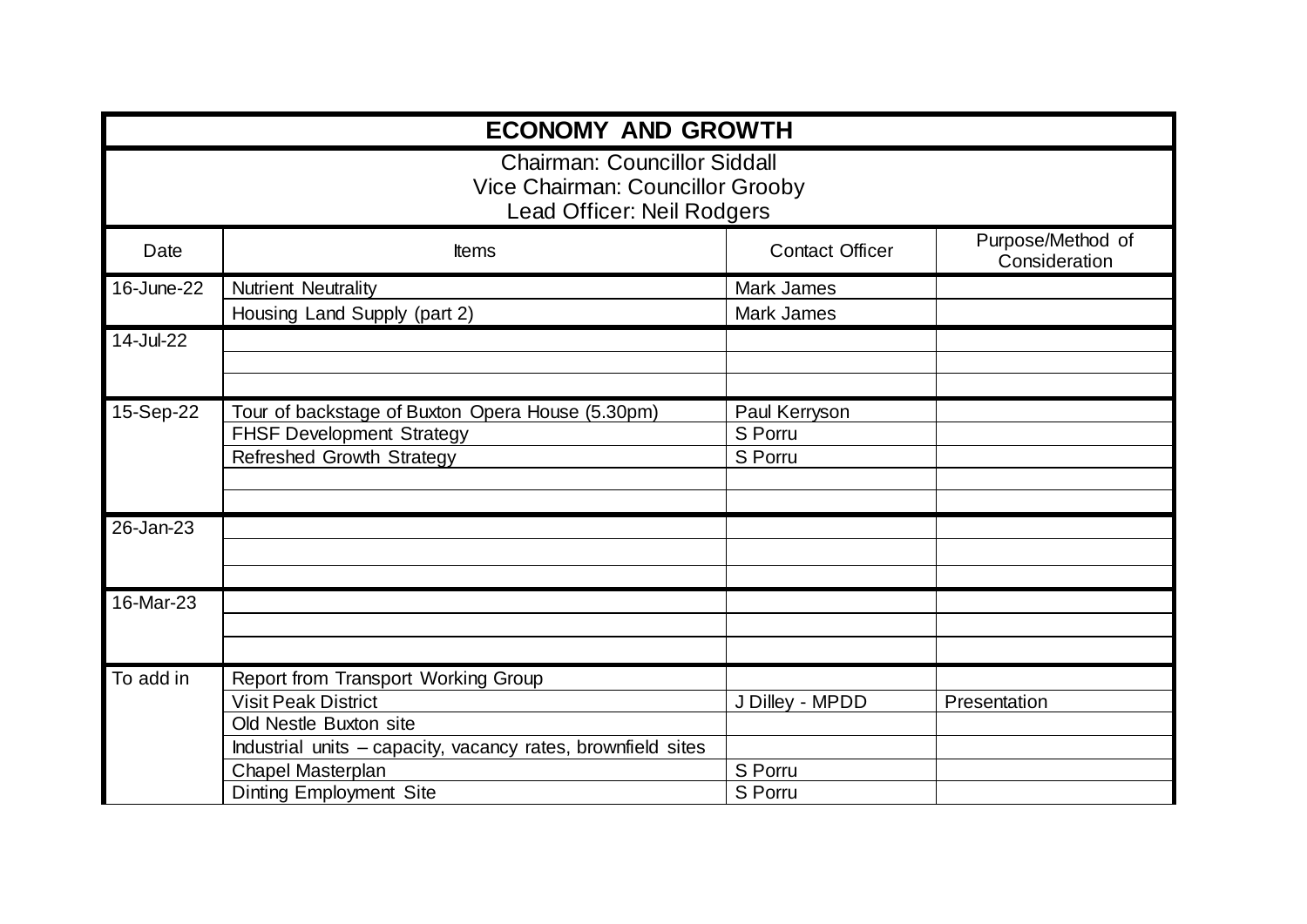| ECONOMY AND GROWTH | | | |
|---|---|---|---|
| Chairman: Councillor Siddall<br>Vice Chairman: Councillor Grooby<br>Lead Officer: Neil Rodgers | | | |
| Date | Items | Contact Officer | Purpose/Method of Consideration |
| 16-June-22 | Nutrient Neutrality | Mark James | |
| | Housing Land Supply (part 2) | Mark James | |
| 14-Jul-22 | | | |
| | | | |
| | | | |
| 15-Sep-22 | Tour of backstage of Buxton Opera House (5.30pm) | Paul Kerryson | |
| | FHSF Development Strategy | S Porru | |
| | Refreshed Growth Strategy | S Porru | |
| | | | |
| | | | |
| 26-Jan-23 | | | |
| | | | |
| | | | |
| 16-Mar-23 | | | |
| | | | |
| | | | |
| To add in | Report from Transport Working Group | | |
| | Visit Peak District | J Dilley - MPDD | Presentation |
| | Old Nestle Buxton site | | |
| | Industrial units – capacity, vacancy rates, brownfield sites | | |
| | Chapel Masterplan | S Porru | |
| | Dinting Employment Site | S Porru | |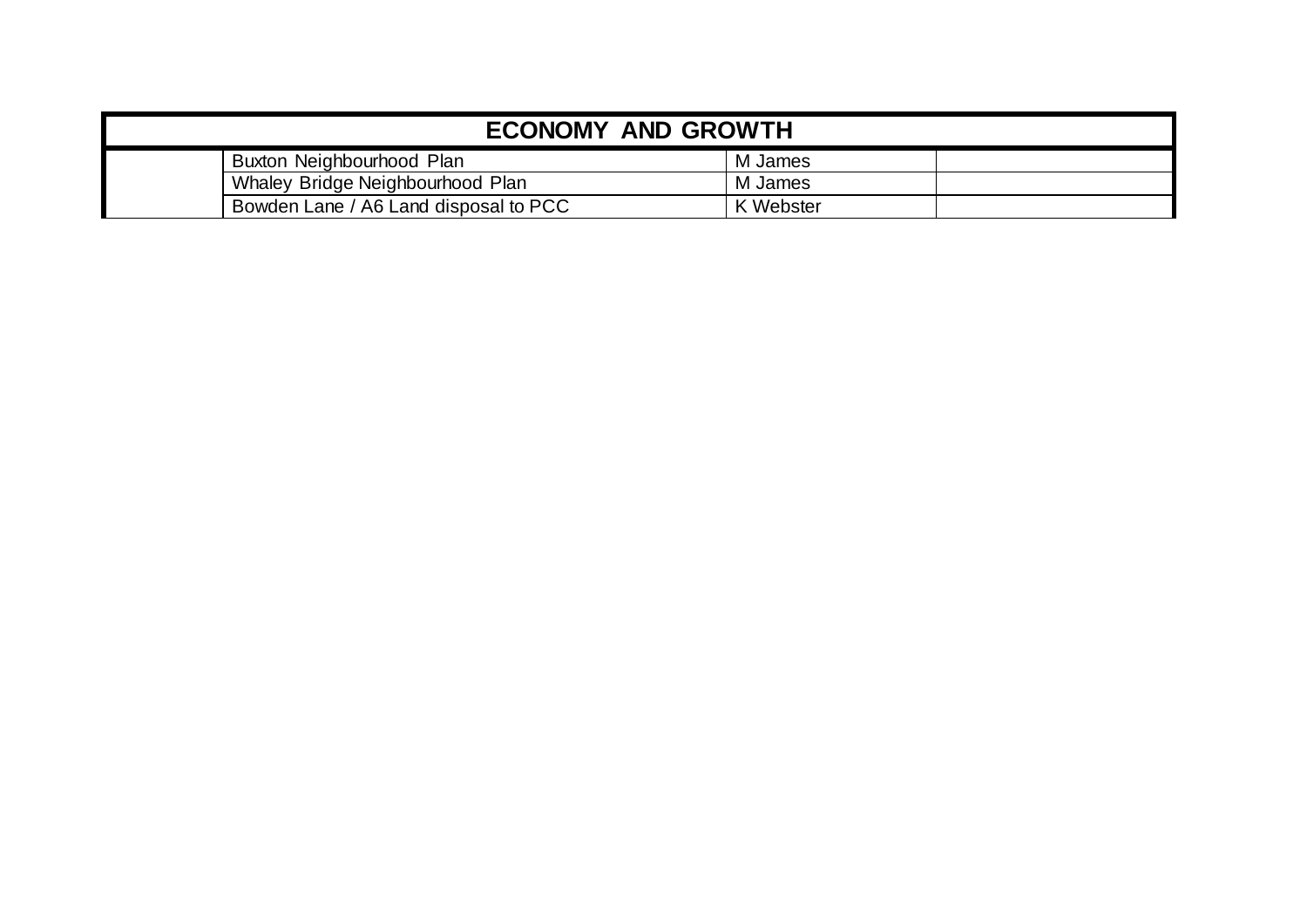| ECONOMY AND GROWTH | | | |
|---|---|---|---|
| | Buxton Neighbourhood Plan | M James | |
| | Whaley Bridge Neighbourhood Plan | M James | |
| | Bowden Lane / A6 Land disposal to PCC | K Webster | |